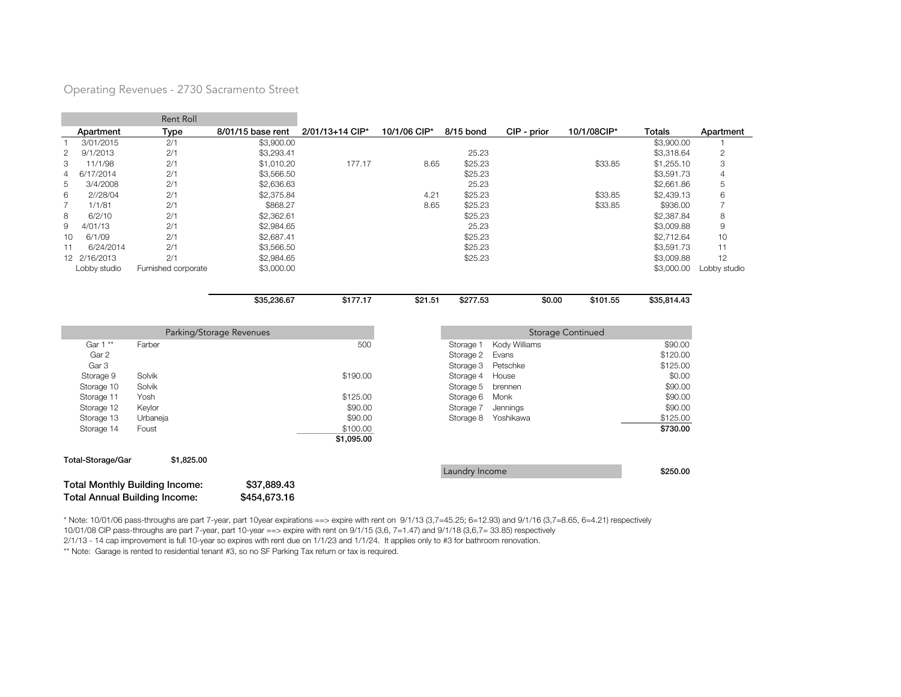# Operating Revenues - 2730 Sacramento Street

| | Rent Roll | | | | | | | | | |
|---|---|---|---|---|---|---|---|---|---|---|
| | Apartment | Type | 8/01/15 base rent | 2/01/13+14 CIP* | 10/1/06 CIP* | 8/15 bond | CIP - prior | 10/1/08CIP* | Totals | Apartment |
| 1 | 3/01/2015 | 2/1 | $3,900.00 | | | | | | $3,900.00 | 1 |
| 2 | 9/1/2013 | 2/1 | $3,293.41 | | | 25.23 | | | $3,318.64 | 2 |
| 3 | 11/1/98 | 2/1 | $1,010.20 | 177.17 | 8.65 | $25.23 | | $33.85 | $1,255.10 | 3 |
| 4 | 6/17/2014 | 2/1 | $3,566.50 | | | $25.23 | | | $3,591.73 | 4 |
| 5 | 3/4/2008 | 2/1 | $2,636.63 | | | 25.23 | | | $2,661.86 | 5 |
| 6 | 2//28/04 | 2/1 | $2,375.84 | | 4.21 | $25.23 | | $33.85 | $2,439.13 | 6 |
| 7 | 1/1/81 | 2/1 | $868.27 | | 8.65 | $25.23 | | $33.85 | $936.00 | 7 |
| 8 | 6/2/10 | 2/1 | $2,362.61 | | | $25.23 | | | $2,387.84 | 8 |
| 9 | 4/01/13 | 2/1 | $2,984.65 | | | 25.23 | | | $3,009.88 | 9 |
| 10 | 6/1/09 | 2/1 | $2,687.41 | | | $25.23 | | | $2,712.64 | 10 |
| 11 | 6/24/2014 | 2/1 | $3,566.50 | | | $25.23 | | | $3,591.73 | 11 |
| 12 | 2/16/2013 | 2/1 | $2,984.65 | | | $25.23 | | | $3,009.88 | 12 |
| | Lobby studio | Furnished corporate | $3,000.00 | | | | | | $3,000.00 | Lobby studio |
| | | | **$35,236.67** | **$177.17** | **$21.51** | **$277.53** | **$0.00** | **$101.55** | **$35,814.43** | |

| Parking/Storage Revenues | | |
|---|---|---|
| Gar 1 ** | Farber | 500 |
| Gar 2 | | |
| Gar 3 | | |
| Storage 9 | Solvik | $190.00 |
| Storage 10 | Solvik | |
| Storage 11 | Yosh | $125.00 |
| Storage 12 | Keylor | $90.00 |
| Storage 13 | Urbaneja | $90.00 |
| Storage 14 | Foust | $100.00 |
| | | **$1,095.00** |

| Storage Continued | | |
|---|---|---|
| Storage 1 | Kody Williams | $90.00 |
| Storage 2 | Evans | $120.00 |
| Storage 3 | Petschke | $125.00 |
| Storage 4 | House | $0.00 |
| Storage 5 | brennen | $90.00 |
| Storage 6 | Monk | $90.00 |
| Storage 7 | Jennings | $90.00 |
| Storage 8 | Yoshikawa | $125.00 |
| | | **$730.00** |

**Total-Storage/Gar** **$1,825.00**

Laundry Income **$250.00**

**Total Monthly Building Income:** **$37,889.43**

**Total Annual Building Income:** **$454,673.16**

* Note: 10/01/06 pass-throughs are part 7-year, part 10year expirations ==> expire with rent on 9/1/13 (3,7=45.25; 6=12.93) and 9/1/16 (3,7=8.65, 6=4.21) respectively
10/01/08 CIP pass-throughs are part 7-year, part 10-year ==> expire with rent on 9/1/15 (3,6, 7=1.47) and 9/1/18 (3,6,7= 33.85) respectively
2/1/13 - 14 cap improvement is full 10-year so expires with rent due on 1/1/23 and 1/1/24. It applies only to #3 for bathroom renovation.

** Note: Garage is rented to residential tenant #3, so no SF Parking Tax return or tax is required.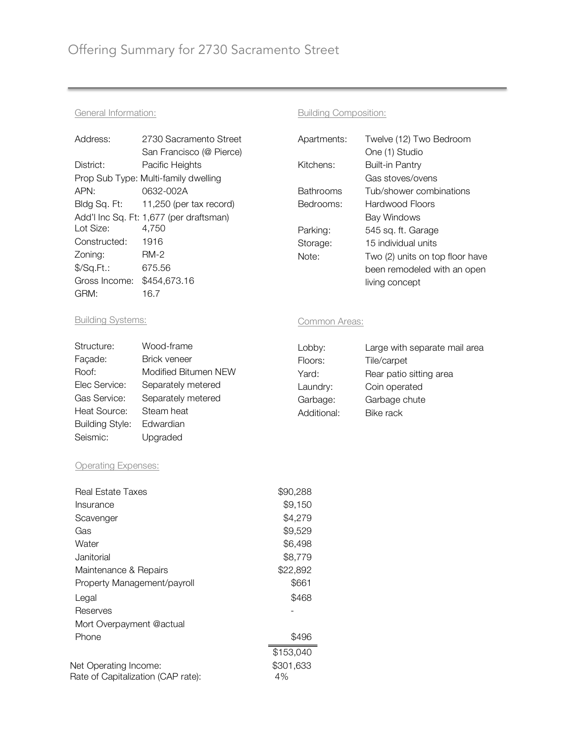# Offering Summary for 2730 Sacramento Street

## General Information:

| | |
|---|---|
| Address: | 2730 Sacramento Street San Francisco (@ Pierce) |
| District: | Pacific Heights |
| Prop Sub Type: | Multi-family dwelling |
| APN: | 0632-002A |
| Bldg Sq. Ft: | 11,250 (per tax record) |
| Add'l Inc Sq. Ft: | 1,677 (per draftsman) |
| Lot Size: | 4,750 |
| Constructed: | 1916 |
| Zoning: | RM-2 |
| $/Sq.Ft.: | 675.56 |
| Gross Income: | $454,673.16 |
| GRM: | 16.7 |

## Building Composition:

| | |
|---|---|
| Apartments: | Twelve (12) Two Bedroom<br>One (1) Studio |
| Kitchens: | Built-in Pantry<br>Gas stoves/ovens |
| Bathrooms | Tub/shower combinations |
| Bedrooms: | Hardwood Floors<br>Bay Windows |
| Parking: | 545 sq. ft. Garage |
| Storage: | 15 individual units |
| Note: | Two (2) units on top floor have been remodeled with an open living concept |

## Building Systems:

| | |
|---|---|
| Structure: | Wood-frame |
| Façade: | Brick veneer |
| Roof: | Modified Bitumen NEW |
| Elec Service: | Separately metered |
| Gas Service: | Separately metered |
| Heat Source: | Steam heat |
| Building Style: | Edwardian |
| Seismic: | Upgraded |

## Common Areas:

| | |
|---|---|
| Lobby: | Large with separate mail area |
| Floors: | Tile/carpet |
| Yard: | Rear patio sitting area |
| Laundry: | Coin operated |
| Garbage: | Garbage chute |
| Additional: | Bike rack |

## Operating Expenses:

| | |
|---|---|
| Real Estate Taxes | $90,288 |
| Insurance | $9,150 |
| Scavenger | $4,279 |
| Gas | $9,529 |
| Water | $6,498 |
| Janitorial | $8,779 |
| Maintenance & Repairs | $22,892 |
| Property Management/payroll | $661 |
| Legal | $468 |
| Reserves | - |
| Mort Overpayment @actual | |
| Phone | $496 |
| | $153,040 |
| Net Operating Income: | $301,633 |
| Rate of Capitalization (CAP rate): | 4% |